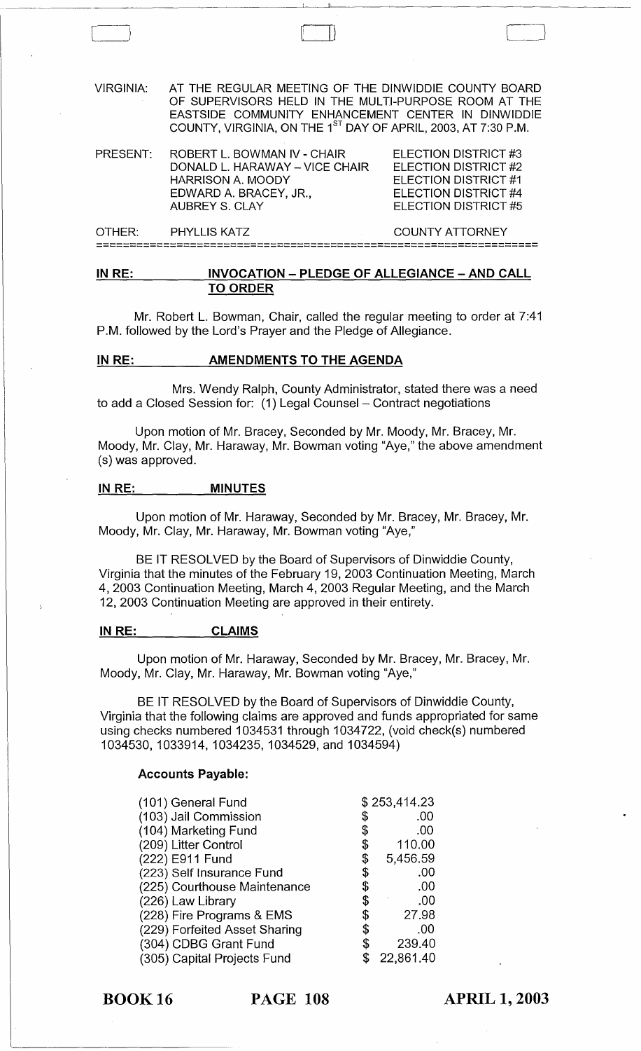VIRGINIA: AT THE REGULAR MEETING OF THE DINWIDDIE COUNTY BOARD OF SUPERVISORS HELD IN THE MULTI-PURPOSE ROOM AT THE EASTSIDE COMMUNITY ENHANCEMENT CENTER IN DINWIDDIE COUNTY, VIRGINIA, ON THE 1ST DAY OF APRIL, 2003, AT 7:30 P.M.

| | | |
|---|---|---|
| PRESENT: | ROBERT L. BOWMAN IV - CHAIR | ELECTION DISTRICT #3 |
| | DONALD L. HARAWAY – VICE CHAIR | ELECTION DISTRICT #2 |
| | HARRISON A. MOODY | ELECTION DISTRICT #1 |
| | EDWARD A. BRACEY, JR., | ELECTION DISTRICT #4 |
| | AUBREY S. CLAY | ELECTION DISTRICT #5 |
| OTHER: | PHYLLIS KATZ | COUNTY ATTORNEY |

**IN RE: INVOCATION – PLEDGE OF ALLEGIANCE – AND CALL TO ORDER**

Mr. Robert L. Bowman, Chair, called the regular meeting to order at 7:41 P.M. followed by the Lord's Prayer and the Pledge of Allegiance.

**IN RE: AMENDMENTS TO THE AGENDA**

Mrs. Wendy Ralph, County Administrator, stated there was a need to add a Closed Session for: (1) Legal Counsel – Contract negotiations

Upon motion of Mr. Bracey, Seconded by Mr. Moody, Mr. Bracey, Mr. Moody, Mr. Clay, Mr. Haraway, Mr. Bowman voting "Aye," the above amendment (s) was approved.

**IN RE: MINUTES**

Upon motion of Mr. Haraway, Seconded by Mr. Bracey, Mr. Bracey, Mr. Moody, Mr. Clay, Mr. Haraway, Mr. Bowman voting "Aye,"

BE IT RESOLVED by the Board of Supervisors of Dinwiddie County, Virginia that the minutes of the February 19, 2003 Continuation Meeting, March 4, 2003 Continuation Meeting, March 4, 2003 Regular Meeting, and the March 12, 2003 Continuation Meeting are approved in their entirety.

**IN RE: CLAIMS**

Upon motion of Mr. Haraway, Seconded by Mr. Bracey, Mr. Bracey, Mr. Moody, Mr. Clay, Mr. Haraway, Mr. Bowman voting "Aye,"

BE IT RESOLVED by the Board of Supervisors of Dinwiddie County, Virginia that the following claims are approved and funds appropriated for same using checks numbered 1034531 through 1034722, (void check(s) numbered 1034530, 1033914, 1034235, 1034529, and 1034594)

**Accounts Payable:**

| | |
|---|---|
| (101) General Fund | $ 253,414.23 |
| (103) Jail Commission | $ .00 |
| (104) Marketing Fund | $ .00 |
| (209) Litter Control | $ 110.00 |
| (222) E911 Fund | $ 5,456.59 |
| (223) Self Insurance Fund | $ .00 |
| (225) Courthouse Maintenance | $ .00 |
| (226) Law Library | $ .00 |
| (228) Fire Programs & EMS | $ 27.98 |
| (229) Forfeited Asset Sharing | $ .00 |
| (304) CDBG Grant Fund | $ 239.40 |
| (305) Capital Projects Fund | $ 22,861.40 |

BOOK 16 PAGE 108 APRIL 1, 2003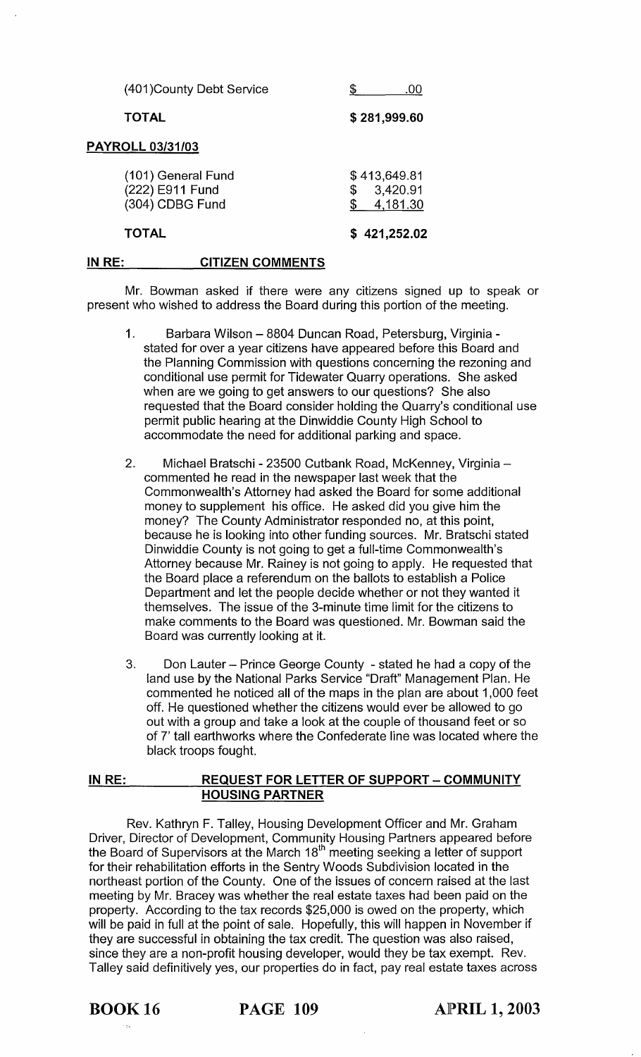| | |
|---|---|
| (401)County Debt Service | $ .00 |
| **TOTAL** | **$ 281,999.60** |

**PAYROLL 03/31/03**

| | |
|---|---|
| (101) General Fund | $ 413,649.81 |
| (222) E911 Fund | $ 3,420.91 |
| (304) CDBG Fund | $ 4,181.30 |
| **TOTAL** | **$ 421,252.02** |

**IN RE: CITIZEN COMMENTS**

Mr. Bowman asked if there were any citizens signed up to speak or present who wished to address the Board during this portion of the meeting.

1. Barbara Wilson – 8804 Duncan Road, Petersburg, Virginia - stated for over a year citizens have appeared before this Board and the Planning Commission with questions concerning the rezoning and conditional use permit for Tidewater Quarry operations. She asked when are we going to get answers to our questions? She also requested that the Board consider holding the Quarry's conditional use permit public hearing at the Dinwiddie County High School to accommodate the need for additional parking and space.

2. Michael Bratschi - 23500 Cutbank Road, McKenney, Virginia – commented he read in the newspaper last week that the Commonwealth's Attorney had asked the Board for some additional money to supplement his office. He asked did you give him the money? The County Administrator responded no, at this point, because he is looking into other funding sources. Mr. Bratschi stated Dinwiddie County is not going to get a full-time Commonwealth's Attorney because Mr. Rainey is not going to apply. He requested that the Board place a referendum on the ballots to establish a Police Department and let the people decide whether or not they wanted it themselves. The issue of the 3-minute time limit for the citizens to make comments to the Board was questioned. Mr. Bowman said the Board was currently looking at it.

3. Don Lauter – Prince George County - stated he had a copy of the land use by the National Parks Service "Draft" Management Plan. He commented he noticed all of the maps in the plan are about 1,000 feet off. He questioned whether the citizens would ever be allowed to go out with a group and take a look at the couple of thousand feet or so of 7' tall earthworks where the Confederate line was located where the black troops fought.

**IN RE: REQUEST FOR LETTER OF SUPPORT – COMMUNITY HOUSING PARTNER**

Rev. Kathryn F. Talley, Housing Development Officer and Mr. Graham Driver, Director of Development, Community Housing Partners appeared before the Board of Supervisors at the March 18th meeting seeking a letter of support for their rehabilitation efforts in the Sentry Woods Subdivision located in the northeast portion of the County. One of the issues of concern raised at the last meeting by Mr. Bracey was whether the real estate taxes had been paid on the property. According to the tax records $25,000 is owed on the property, which will be paid in full at the point of sale. Hopefully, this will happen in November if they are successful in obtaining the tax credit. The question was also raised, since they are a non-profit housing developer, would they be tax exempt. Rev. Talley said definitively yes, our properties do in fact, pay real estate taxes across

BOOK 16 PAGE 109 APRIL 1, 2003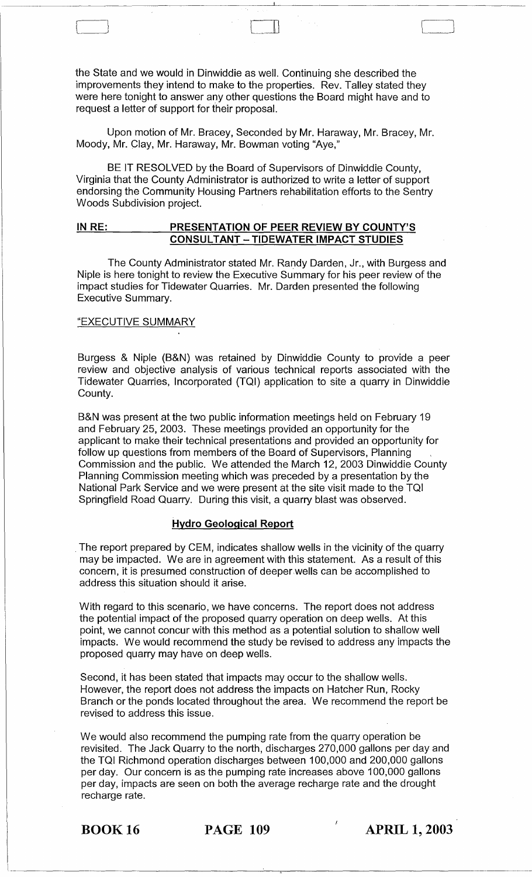the State and we would in Dinwiddie as well. Continuing she described the improvements they intend to make to the properties. Rev. Talley stated they were here tonight to answer any other questions the Board might have and to request a letter of support for their proposal.

Upon motion of Mr. Bracey, Seconded by Mr. Haraway, Mr. Bracey, Mr. Moody, Mr. Clay, Mr. Haraway, Mr. Bowman voting "Aye,"

BE IT RESOLVED by the Board of Supervisors of Dinwiddie County, Virginia that the County Administrator is authorized to write a letter of support endorsing the Community Housing Partners rehabilitation efforts to the Sentry Woods Subdivision project.

**IN RE: PRESENTATION OF PEER REVIEW BY COUNTY'S CONSULTANT – TIDEWATER IMPACT STUDIES**

The County Administrator stated Mr. Randy Darden, Jr., with Burgess and Niple is here tonight to review the Executive Summary for his peer review of the impact studies for Tidewater Quarries. Mr. Darden presented the following Executive Summary.

"EXECUTIVE SUMMARY

Burgess & Niple (B&N) was retained by Dinwiddie County to provide a peer review and objective analysis of various technical reports associated with the Tidewater Quarries, Incorporated (TQI) application to site a quarry in Dinwiddie County.

B&N was present at the two public information meetings held on February 19 and February 25, 2003. These meetings provided an opportunity for the applicant to make their technical presentations and provided an opportunity for follow up questions from members of the Board of Supervisors, Planning Commission and the public. We attended the March 12, 2003 Dinwiddie County Planning Commission meeting which was preceded by a presentation by the National Park Service and we were present at the site visit made to the TQI Springfield Road Quarry. During this visit, a quarry blast was observed.

**Hydro Geological Report**

The report prepared by CEM, indicates shallow wells in the vicinity of the quarry may be impacted. We are in agreement with this statement. As a result of this concern, it is presumed construction of deeper wells can be accomplished to address this situation should it arise.

With regard to this scenario, we have concerns. The report does not address the potential impact of the proposed quarry operation on deep wells. At this point, we cannot concur with this method as a potential solution to shallow well impacts. We would recommend the study be revised to address any impacts the proposed quarry may have on deep wells.

Second, it has been stated that impacts may occur to the shallow wells. However, the report does not address the impacts on Hatcher Run, Rocky Branch or the ponds located throughout the area. We recommend the report be revised to address this issue.

We would also recommend the pumping rate from the quarry operation be revisited. The Jack Quarry to the north, discharges 270,000 gallons per day and the TQI Richmond operation discharges between 100,000 and 200,000 gallons per day. Our concern is as the pumping rate increases above 100,000 gallons per day, impacts are seen on both the average recharge rate and the drought recharge rate.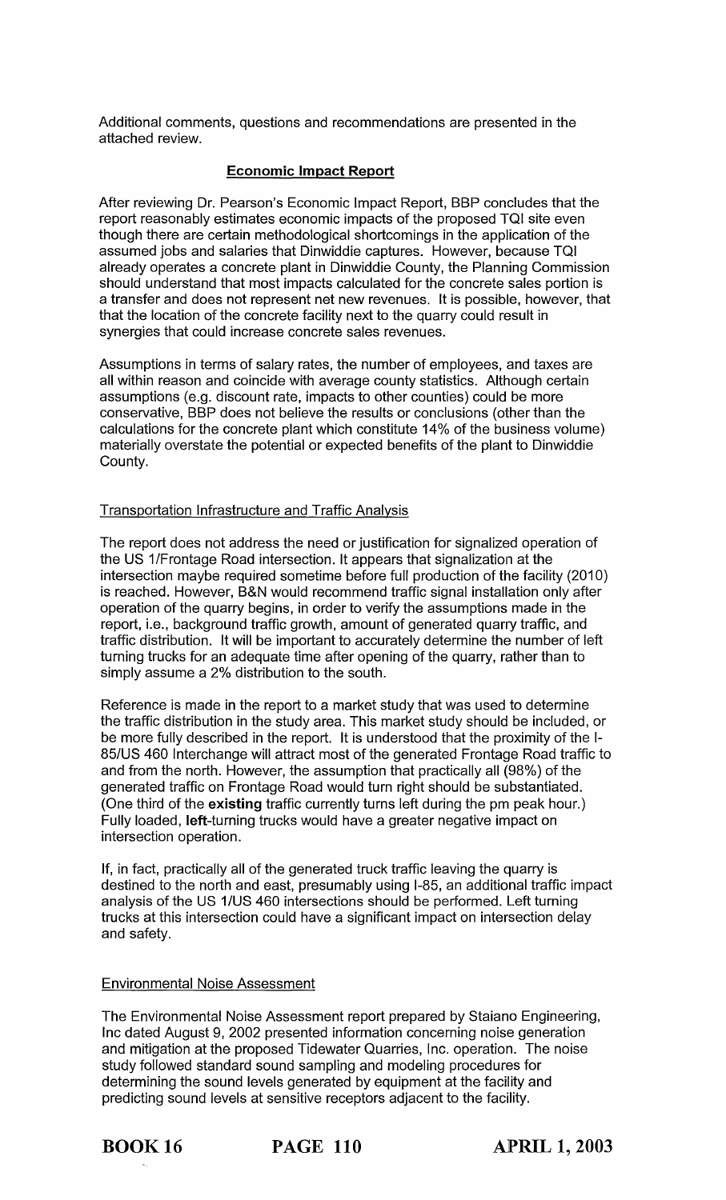Additional comments, questions and recommendations are presented in the attached review.

**Economic Impact Report**

After reviewing Dr. Pearson's Economic Impact Report, BBP concludes that the report reasonably estimates economic impacts of the proposed TQI site even though there are certain methodological shortcomings in the application of the assumed jobs and salaries that Dinwiddie captures. However, because TQI already operates a concrete plant in Dinwiddie County, the Planning Commission should understand that most impacts calculated for the concrete sales portion is a transfer and does not represent net new revenues. It is possible, however, that that the location of the concrete facility next to the quarry could result in synergies that could increase concrete sales revenues.

Assumptions in terms of salary rates, the number of employees, and taxes are all within reason and coincide with average county statistics. Although certain assumptions (e.g. discount rate, impacts to other counties) could be more conservative, BBP does not believe the results or conclusions (other than the calculations for the concrete plant which constitute 14% of the business volume) materially overstate the potential or expected benefits of the plant to Dinwiddie County.

Transportation Infrastructure and Traffic Analysis

The report does not address the need or justification for signalized operation of the US 1/Frontage Road intersection. It appears that signalization at the intersection maybe required sometime before full production of the facility (2010) is reached. However, B&N would recommend traffic signal installation only after operation of the quarry begins, in order to verify the assumptions made in the report, i.e., background traffic growth, amount of generated quarry traffic, and traffic distribution. It will be important to accurately determine the number of left turning trucks for an adequate time after opening of the quarry, rather than to simply assume a 2% distribution to the south.

Reference is made in the report to a market study that was used to determine the traffic distribution in the study area. This market study should be included, or be more fully described in the report. It is understood that the proximity of the I-85/US 460 Interchange will attract most of the generated Frontage Road traffic to and from the north. However, the assumption that practically all (98%) of the generated traffic on Frontage Road would turn right should be substantiated. (One third of the **existing** traffic currently turns left during the pm peak hour.) Fully loaded, **left**-turning trucks would have a greater negative impact on intersection operation.

If, in fact, practically all of the generated truck traffic leaving the quarry is destined to the north and east, presumably using I-85, an additional traffic impact analysis of the US 1/US 460 intersections should be performed. Left turning trucks at this intersection could have a significant impact on intersection delay and safety.

Environmental Noise Assessment

The Environmental Noise Assessment report prepared by Staiano Engineering, Inc dated August 9, 2002 presented information concerning noise generation and mitigation at the proposed Tidewater Quarries, Inc. operation. The noise study followed standard sound sampling and modeling procedures for determining the sound levels generated by equipment at the facility and predicting sound levels at sensitive receptors adjacent to the facility.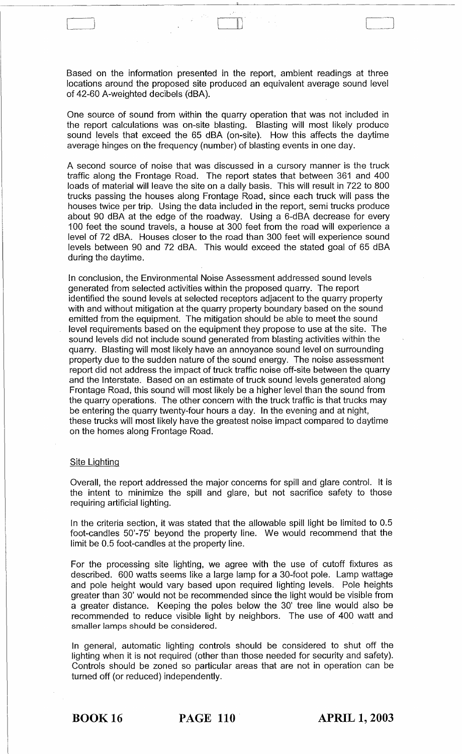Based on the information presented in the report, ambient readings at three locations around the proposed site produced an equivalent average sound level of 42-60 A-weighted decibels (dBA).

One source of sound from within the quarry operation that was not included in the report calculations was on-site blasting. Blasting will most likely produce sound levels that exceed the 65 dBA (on-site). How this affects the daytime average hinges on the frequency (number) of blasting events in one day.

A second source of noise that was discussed in a cursory manner is the truck traffic along the Frontage Road. The report states that between 361 and 400 loads of material will leave the site on a daily basis. This will result in 722 to 800 trucks passing the houses along Frontage Road, since each truck will pass the houses twice per trip. Using the data included in the report, semi trucks produce about 90 dBA at the edge of the roadway. Using a 6-dBA decrease for every 100 feet the sound travels, a house at 300 feet from the road will experience a level of 72 dBA. Houses closer to the road than 300 feet will experience sound levels between 90 and 72 dBA. This would exceed the stated goal of 65 dBA during the daytime.

In conclusion, the Environmental Noise Assessment addressed sound levels generated from selected activities within the proposed quarry. The report identified the sound levels at selected receptors adjacent to the quarry property with and without mitigation at the quarry property boundary based on the sound emitted from the equipment. The mitigation should be able to meet the sound level requirements based on the equipment they propose to use at the site. The sound levels did not include sound generated from blasting activities within the quarry. Blasting will most likely have an annoyance sound level on surrounding property due to the sudden nature of the sound energy. The noise assessment report did not address the impact of truck traffic noise off-site between the quarry and the Interstate. Based on an estimate of truck sound levels generated along Frontage Road, this sound will most likely be a higher level than the sound from the quarry operations. The other concern with the truck traffic is that trucks may be entering the quarry twenty-four hours a day. In the evening and at night, these trucks will most likely have the greatest noise impact compared to daytime on the homes along Frontage Road.

Site Lighting

Overall, the report addressed the major concerns for spill and glare control. It is the intent to minimize the spill and glare, but not sacrifice safety to those requiring artificial lighting.

In the criteria section, it was stated that the allowable spill light be limited to 0.5 foot-candles 50'-75' beyond the property line. We would recommend that the limit be 0.5 foot-candles at the property line.

For the processing site lighting, we agree with the use of cutoff fixtures as described. 600 watts seems like a large lamp for a 30-foot pole. Lamp wattage and pole height would vary based upon required lighting levels. Pole heights greater than 30' would not be recommended since the light would be visible from a greater distance. Keeping the poles below the 30' tree line would also be recommended to reduce visible light by neighbors. The use of 400 watt and smaller lamps should be considered.

In general, automatic lighting controls should be considered to shut off the lighting when it is not required (other than those needed for security and safety). Controls should be zoned so particular areas that are not in operation can be turned off (or reduced) independently.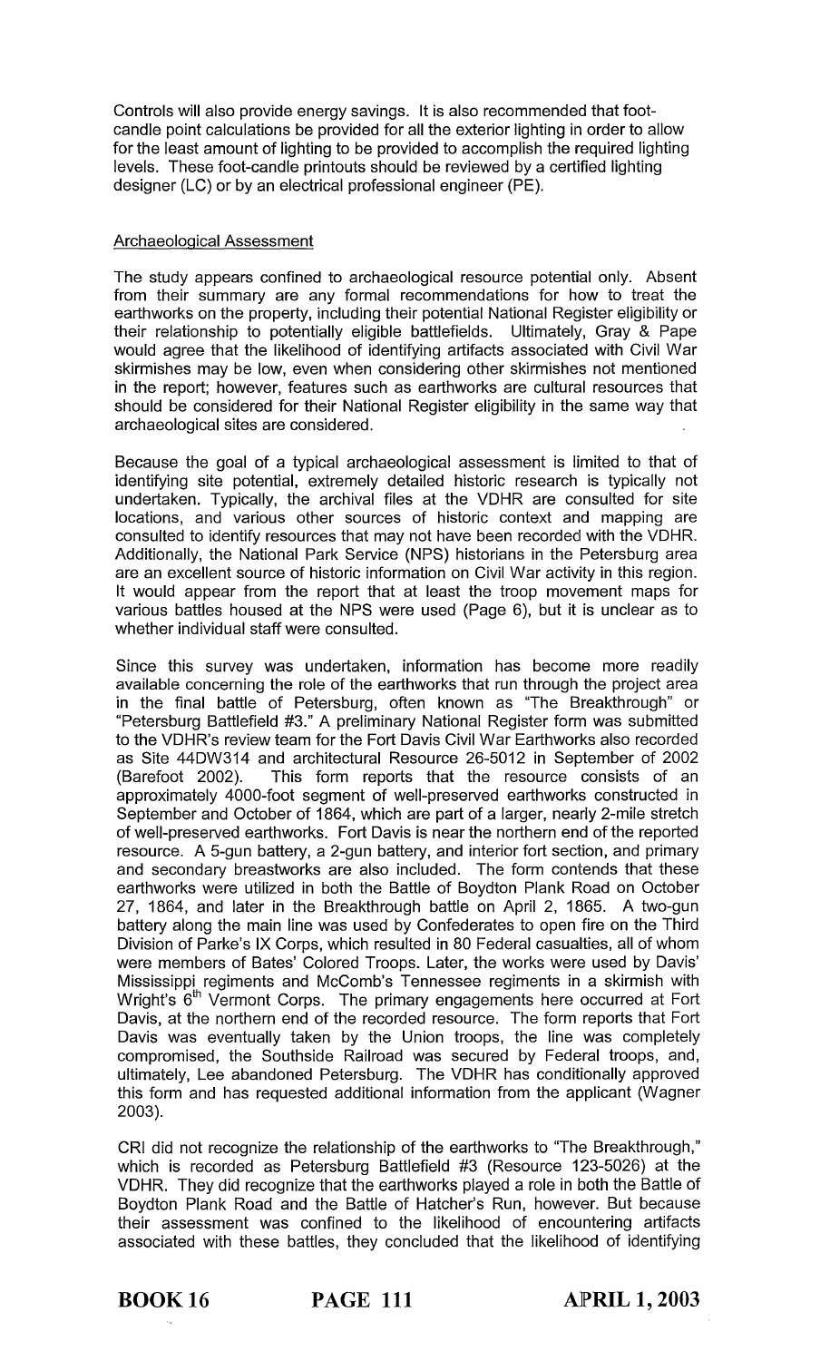Controls will also provide energy savings. It is also recommended that foot-candle point calculations be provided for all the exterior lighting in order to allow for the least amount of lighting to be provided to accomplish the required lighting levels. These foot-candle printouts should be reviewed by a certified lighting designer (LC) or by an electrical professional engineer (PE).

Archaeological Assessment

The study appears confined to archaeological resource potential only. Absent from their summary are any formal recommendations for how to treat the earthworks on the property, including their potential National Register eligibility or their relationship to potentially eligible battlefields. Ultimately, Gray & Pape would agree that the likelihood of identifying artifacts associated with Civil War skirmishes may be low, even when considering other skirmishes not mentioned in the report; however, features such as earthworks are cultural resources that should be considered for their National Register eligibility in the same way that archaeological sites are considered.

Because the goal of a typical archaeological assessment is limited to that of identifying site potential, extremely detailed historic research is typically not undertaken. Typically, the archival files at the VDHR are consulted for site locations, and various other sources of historic context and mapping are consulted to identify resources that may not have been recorded with the VDHR. Additionally, the National Park Service (NPS) historians in the Petersburg area are an excellent source of historic information on Civil War activity in this region. It would appear from the report that at least the troop movement maps for various battles housed at the NPS were used (Page 6), but it is unclear as to whether individual staff were consulted.

Since this survey was undertaken, information has become more readily available concerning the role of the earthworks that run through the project area in the final battle of Petersburg, often known as "The Breakthrough" or "Petersburg Battlefield #3." A preliminary National Register form was submitted to the VDHR's review team for the Fort Davis Civil War Earthworks also recorded as Site 44DW314 and architectural Resource 26-5012 in September of 2002 (Barefoot 2002). This form reports that the resource consists of an approximately 4000-foot segment of well-preserved earthworks constructed in September and October of 1864, which are part of a larger, nearly 2-mile stretch of well-preserved earthworks. Fort Davis is near the northern end of the reported resource. A 5-gun battery, a 2-gun battery, and interior fort section, and primary and secondary breastworks are also included. The form contends that these earthworks were utilized in both the Battle of Boydton Plank Road on October 27, 1864, and later in the Breakthrough battle on April 2, 1865. A two-gun battery along the main line was used by Confederates to open fire on the Third Division of Parke's IX Corps, which resulted in 80 Federal casualties, all of whom were members of Bates' Colored Troops. Later, the works were used by Davis' Mississippi regiments and McComb's Tennessee regiments in a skirmish with Wright's 6th Vermont Corps. The primary engagements here occurred at Fort Davis, at the northern end of the recorded resource. The form reports that Fort Davis was eventually taken by the Union troops, the line was completely compromised, the Southside Railroad was secured by Federal troops, and, ultimately, Lee abandoned Petersburg. The VDHR has conditionally approved this form and has requested additional information from the applicant (Wagner 2003).

CRI did not recognize the relationship of the earthworks to "The Breakthrough," which is recorded as Petersburg Battlefield #3 (Resource 123-5026) at the VDHR. They did recognize that the earthworks played a role in both the Battle of Boydton Plank Road and the Battle of Hatcher's Run, however. But because their assessment was confined to the likelihood of encountering artifacts associated with these battles, they concluded that the likelihood of identifying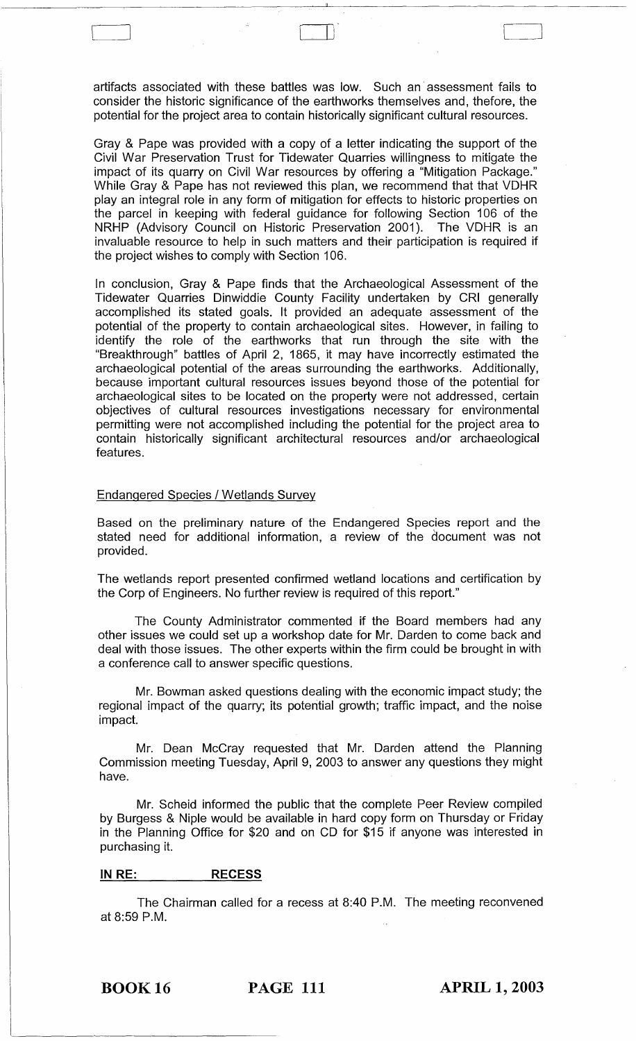artifacts associated with these battles was low. Such an assessment fails to consider the historic significance of the earthworks themselves and, thefore, the potential for the project area to contain historically significant cultural resources.

Gray & Pape was provided with a copy of a letter indicating the support of the Civil War Preservation Trust for Tidewater Quarries willingness to mitigate the impact of its quarry on Civil War resources by offering a "Mitigation Package." While Gray & Pape has not reviewed this plan, we recommend that that VDHR play an integral role in any form of mitigation for effects to historic properties on the parcel in keeping with federal guidance for following Section 106 of the NRHP (Advisory Council on Historic Preservation 2001). The VDHR is an invaluable resource to help in such matters and their participation is required if the project wishes to comply with Section 106.

In conclusion, Gray & Pape finds that the Archaeological Assessment of the Tidewater Quarries Dinwiddie County Facility undertaken by CRI generally accomplished its stated goals. It provided an adequate assessment of the potential of the property to contain archaeological sites. However, in failing to identify the role of the earthworks that run through the site with the "Breakthrough" battles of April 2, 1865, it may have incorrectly estimated the archaeological potential of the areas surrounding the earthworks. Additionally, because important cultural resources issues beyond those of the potential for archaeological sites to be located on the property were not addressed, certain objectives of cultural resources investigations necessary for environmental permitting were not accomplished including the potential for the project area to contain historically significant architectural resources and/or archaeological features.

Endangered Species / Wetlands Survey

Based on the preliminary nature of the Endangered Species report and the stated need for additional information, a review of the document was not provided.

The wetlands report presented confirmed wetland locations and certification by the Corp of Engineers. No further review is required of this report."

The County Administrator commented if the Board members had any other issues we could set up a workshop date for Mr. Darden to come back and deal with those issues. The other experts within the firm could be brought in with a conference call to answer specific questions.

Mr. Bowman asked questions dealing with the economic impact study; the regional impact of the quarry; its potential growth; traffic impact, and the noise impact.

Mr. Dean McCray requested that Mr. Darden attend the Planning Commission meeting Tuesday, April 9, 2003 to answer any questions they might have.

Mr. Scheid informed the public that the complete Peer Review compiled by Burgess & Niple would be available in hard copy form on Thursday or Friday in the Planning Office for $20 and on CD for $15 if anyone was interested in purchasing it.

**IN RE: RECESS**

The Chairman called for a recess at 8:40 P.M. The meeting reconvened at 8:59 P.M.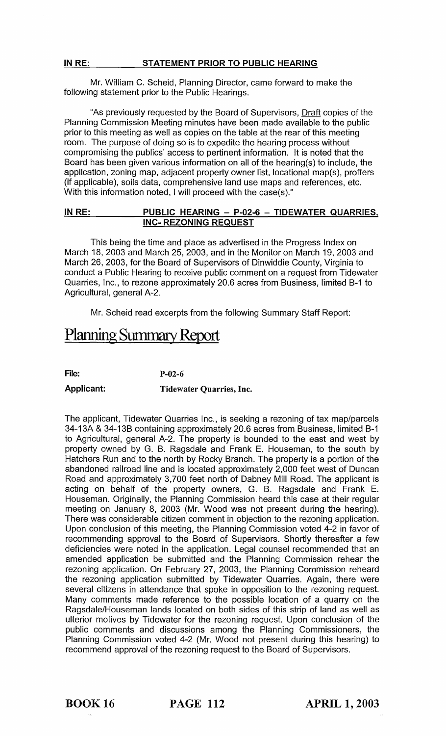**IN RE: STATEMENT PRIOR TO PUBLIC HEARING**

Mr. William C. Scheid, Planning Director, came forward to make the following statement prior to the Public Hearings.

"As previously requested by the Board of Supervisors, Draft copies of the Planning Commission Meeting minutes have been made available to the public prior to this meeting as well as copies on the table at the rear of this meeting room. The purpose of doing so is to expedite the hearing process without compromising the publics' access to pertinent information. It is noted that the Board has been given various information on all of the hearing(s) to include, the application, zoning map, adjacent property owner list, locational map(s), proffers (if applicable), soils data, comprehensive land use maps and references, etc. With this information noted, I will proceed with the case(s)."

**IN RE: PUBLIC HEARING – P-02-6 – TIDEWATER QUARRIES, INC- REZONING REQUEST**

This being the time and place as advertised in the Progress Index on March 18, 2003 and March 25, 2003, and in the Monitor on March 19, 2003 and March 26, 2003, for the Board of Supervisors of Dinwiddie County, Virginia to conduct a Public Hearing to receive public comment on a request from Tidewater Quarries, Inc., to rezone approximately 20.6 acres from Business, limited B-1 to Agricultural, general A-2.

Mr. Scheid read excerpts from the following Summary Staff Report:

# Planning Summary Report

**File:** P-02-6

**Applicant:** Tidewater Quarries, Inc.

The applicant, Tidewater Quarries Inc., is seeking a rezoning of tax map/parcels 34-13A & 34-13B containing approximately 20.6 acres from Business, limited B-1 to Agricultural, general A-2. The property is bounded to the east and west by property owned by G. B. Ragsdale and Frank E. Houseman, to the south by Hatchers Run and to the north by Rocky Branch. The property is a portion of the abandoned railroad line and is located approximately 2,000 feet west of Duncan Road and approximately 3,700 feet north of Dabney Mill Road. The applicant is acting on behalf of the property owners, G. B. Ragsdale and Frank E. Houseman. Originally, the Planning Commission heard this case at their regular meeting on January 8, 2003 (Mr. Wood was not present during the hearing). There was considerable citizen comment in objection to the rezoning application. Upon conclusion of this meeting, the Planning Commission voted 4-2 in favor of recommending approval to the Board of Supervisors. Shortly thereafter a few deficiencies were noted in the application. Legal counsel recommended that an amended application be submitted and the Planning Commission rehear the rezoning application. On February 27, 2003, the Planning Commission reheard the rezoning application submitted by Tidewater Quarries. Again, there were several citizens in attendance that spoke in opposition to the rezoning request. Many comments made reference to the possible location of a quarry on the Ragsdale/Houseman lands located on both sides of this strip of land as well as ulterior motives by Tidewater for the rezoning request. Upon conclusion of the public comments and discussions among the Planning Commissioners, the Planning Commission voted 4-2 (Mr. Wood not present during this hearing) to recommend approval of the rezoning request to the Board of Supervisors.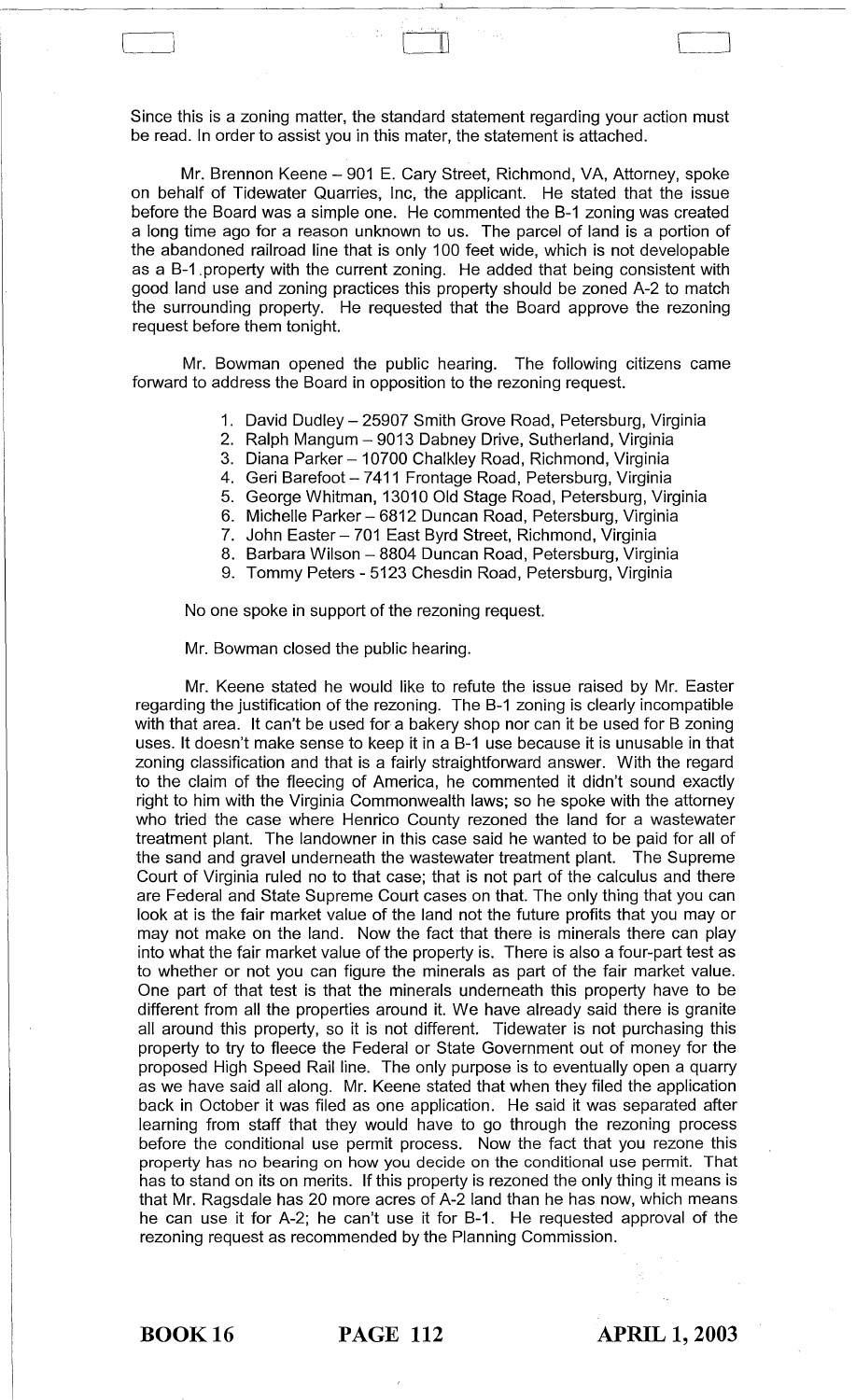Since this is a zoning matter, the standard statement regarding your action must be read. In order to assist you in this mater, the statement is attached.

Mr. Brennon Keene – 901 E. Cary Street, Richmond, VA, Attorney, spoke on behalf of Tidewater Quarries, Inc, the applicant. He stated that the issue before the Board was a simple one. He commented the B-1 zoning was created a long time ago for a reason unknown to us. The parcel of land is a portion of the abandoned railroad line that is only 100 feet wide, which is not developable as a B-1 property with the current zoning. He added that being consistent with good land use and zoning practices this property should be zoned A-2 to match the surrounding property. He requested that the Board approve the rezoning request before them tonight.

Mr. Bowman opened the public hearing. The following citizens came forward to address the Board in opposition to the rezoning request.

1. David Dudley – 25907 Smith Grove Road, Petersburg, Virginia
2. Ralph Mangum – 9013 Dabney Drive, Sutherland, Virginia
3. Diana Parker – 10700 Chalkley Road, Richmond, Virginia
4. Geri Barefoot – 7411 Frontage Road, Petersburg, Virginia
5. George Whitman, 13010 Old Stage Road, Petersburg, Virginia
6. Michelle Parker – 6812 Duncan Road, Petersburg, Virginia
7. John Easter – 701 East Byrd Street, Richmond, Virginia
8. Barbara Wilson – 8804 Duncan Road, Petersburg, Virginia
9. Tommy Peters - 5123 Chesdin Road, Petersburg, Virginia

No one spoke in support of the rezoning request.

Mr. Bowman closed the public hearing.

Mr. Keene stated he would like to refute the issue raised by Mr. Easter regarding the justification of the rezoning. The B-1 zoning is clearly incompatible with that area. It can't be used for a bakery shop nor can it be used for B zoning uses. It doesn't make sense to keep it in a B-1 use because it is unusable in that zoning classification and that is a fairly straightforward answer. With the regard to the claim of the fleecing of America, he commented it didn't sound exactly right to him with the Virginia Commonwealth laws; so he spoke with the attorney who tried the case where Henrico County rezoned the land for a wastewater treatment plant. The landowner in this case said he wanted to be paid for all of the sand and gravel underneath the wastewater treatment plant. The Supreme Court of Virginia ruled no to that case; that is not part of the calculus and there are Federal and State Supreme Court cases on that. The only thing that you can look at is the fair market value of the land not the future profits that you may or may not make on the land. Now the fact that there is minerals there can play into what the fair market value of the property is. There is also a four-part test as to whether or not you can figure the minerals as part of the fair market value. One part of that test is that the minerals underneath this property have to be different from all the properties around it. We have already said there is granite all around this property, so it is not different. Tidewater is not purchasing this property to try to fleece the Federal or State Government out of money for the proposed High Speed Rail line. The only purpose is to eventually open a quarry as we have said all along. Mr. Keene stated that when they filed the application back in October it was filed as one application. He said it was separated after learning from staff that they would have to go through the rezoning process before the conditional use permit process. Now the fact that you rezone this property has no bearing on how you decide on the conditional use permit. That has to stand on its on merits. If this property is rezoned the only thing it means is that Mr. Ragsdale has 20 more acres of A-2 land than he has now, which means he can use it for A-2; he can't use it for B-1. He requested approval of the rezoning request as recommended by the Planning Commission.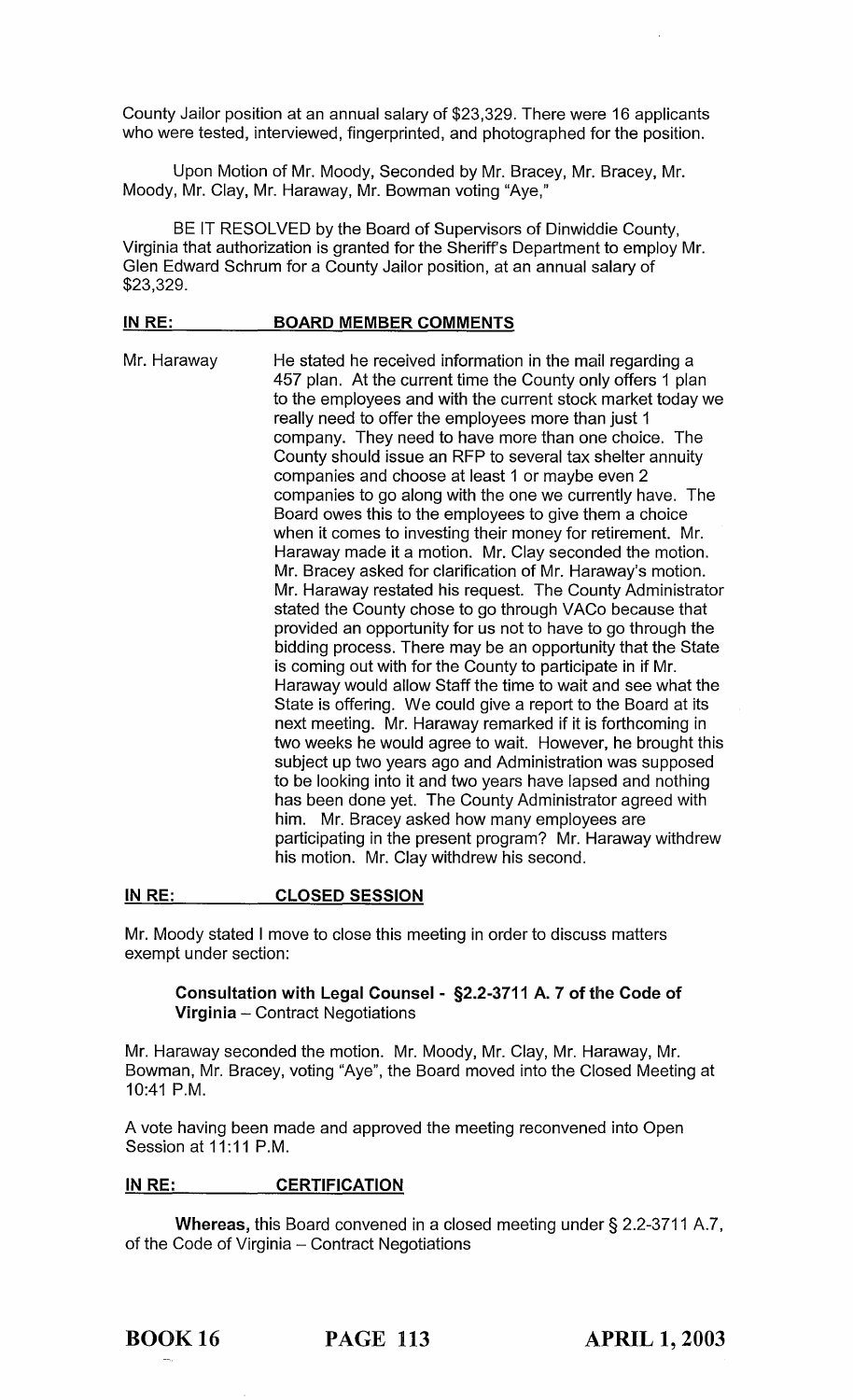County Jailor position at an annual salary of $23,329. There were 16 applicants who were tested, interviewed, fingerprinted, and photographed for the position.

Upon Motion of Mr. Moody, Seconded by Mr. Bracey, Mr. Bracey, Mr. Moody, Mr. Clay, Mr. Haraway, Mr. Bowman voting "Aye,"

BE IT RESOLVED by the Board of Supervisors of Dinwiddie County, Virginia that authorization is granted for the Sheriff's Department to employ Mr. Glen Edward Schrum for a County Jailor position, at an annual salary of $23,329.

**IN RE: BOARD MEMBER COMMENTS**

Mr. Haraway — He stated he received information in the mail regarding a 457 plan. At the current time the County only offers 1 plan to the employees and with the current stock market today we really need to offer the employees more than just 1 company. They need to have more than one choice. The County should issue an RFP to several tax shelter annuity companies and choose at least 1 or maybe even 2 companies to go along with the one we currently have. The Board owes this to the employees to give them a choice when it comes to investing their money for retirement. Mr. Haraway made it a motion. Mr. Clay seconded the motion. Mr. Bracey asked for clarification of Mr. Haraway's motion. Mr. Haraway restated his request. The County Administrator stated the County chose to go through VACo because that provided an opportunity for us not to have to go through the bidding process. There may be an opportunity that the State is coming out with for the County to participate in if Mr. Haraway would allow Staff the time to wait and see what the State is offering. We could give a report to the Board at its next meeting. Mr. Haraway remarked if it is forthcoming in two weeks he would agree to wait. However, he brought this subject up two years ago and Administration was supposed to be looking into it and two years have lapsed and nothing has been done yet. The County Administrator agreed with him. Mr. Bracey asked how many employees are participating in the present program? Mr. Haraway withdrew his motion. Mr. Clay withdrew his second.

**IN RE: CLOSED SESSION**

Mr. Moody stated I move to close this meeting in order to discuss matters exempt under section:

**Consultation with Legal Counsel - §2.2-3711 A. 7 of the Code of Virginia** – Contract Negotiations

Mr. Haraway seconded the motion. Mr. Moody, Mr. Clay, Mr. Haraway, Mr. Bowman, Mr. Bracey, voting "Aye", the Board moved into the Closed Meeting at 10:41 P.M.

A vote having been made and approved the meeting reconvened into Open Session at 11:11 P.M.

**IN RE: CERTIFICATION**

**Whereas,** this Board convened in a closed meeting under § 2.2-3711 A.7, of the Code of Virginia – Contract Negotiations

**BOOK 16 PAGE 113 APRIL 1, 2003**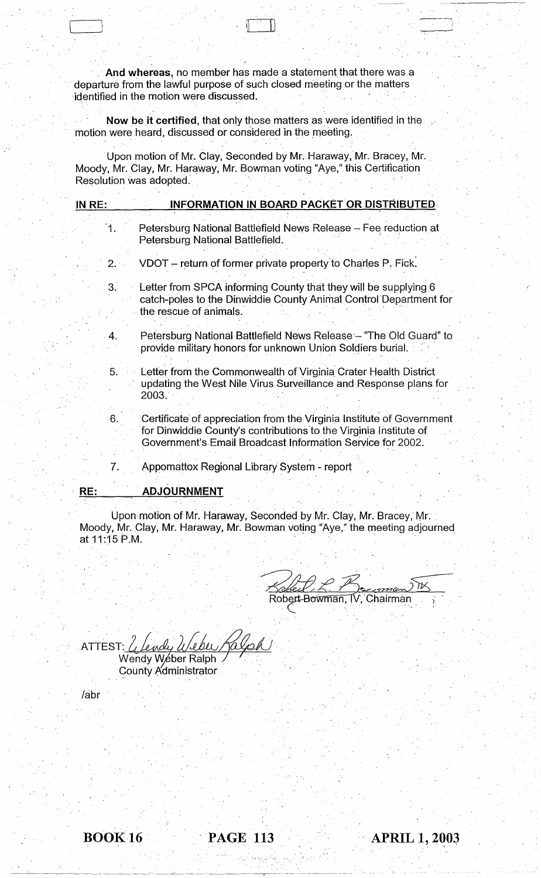**And whereas**, no member has made a statement that there was a departure from the lawful purpose of such closed meeting or the matters identified in the motion were discussed.

**Now be it certified**, that only those matters as were identified in the motion were heard, discussed or considered in the meeting.

Upon motion of Mr. Clay, Seconded by Mr. Haraway, Mr. Bracey, Mr. Moody, Mr. Clay, Mr. Haraway, Mr. Bowman voting "Aye," this Certification Resolution was adopted.

**IN RE: INFORMATION IN BOARD PACKET OR DISTRIBUTED**

1. Petersburg National Battlefield News Release – Fee reduction at Petersburg National Battlefield.
2. VDOT – return of former private property to Charles P. Fick.
3. Letter from SPCA informing County that they will be supplying 6 catch-poles to the Dinwiddie County Animal Control Department for the rescue of animals.
4. Petersburg National Battlefield News Release – "The Old Guard" to provide military honors for unknown Union Soldiers burial.
5. Letter from the Commonwealth of Virginia Crater Health District updating the West Nile Virus Surveillance and Response plans for 2003.
6. Certificate of appreciation from the Virginia Institute of Government for Dinwiddie County's contributions to the Virginia Institute of Government's Email Broadcast Information Service for 2002.
7. Appomattox Regional Library System - report

**RE: ADJOURNMENT**

Upon motion of Mr. Haraway, Seconded by Mr. Clay, Mr. Bracey, Mr. Moody, Mr. Clay, Mr. Haraway, Mr. Bowman voting "Aye," the meeting adjourned at 11:15 P.M.

Robert L. Bowman IV

Robert Bowman, IV, Chairman

ATTEST: Wendy Weber Ralph

Wendy Weber Ralph
County Administrator

/abr

BOOK 16 PAGE 113 APRIL 1, 2003